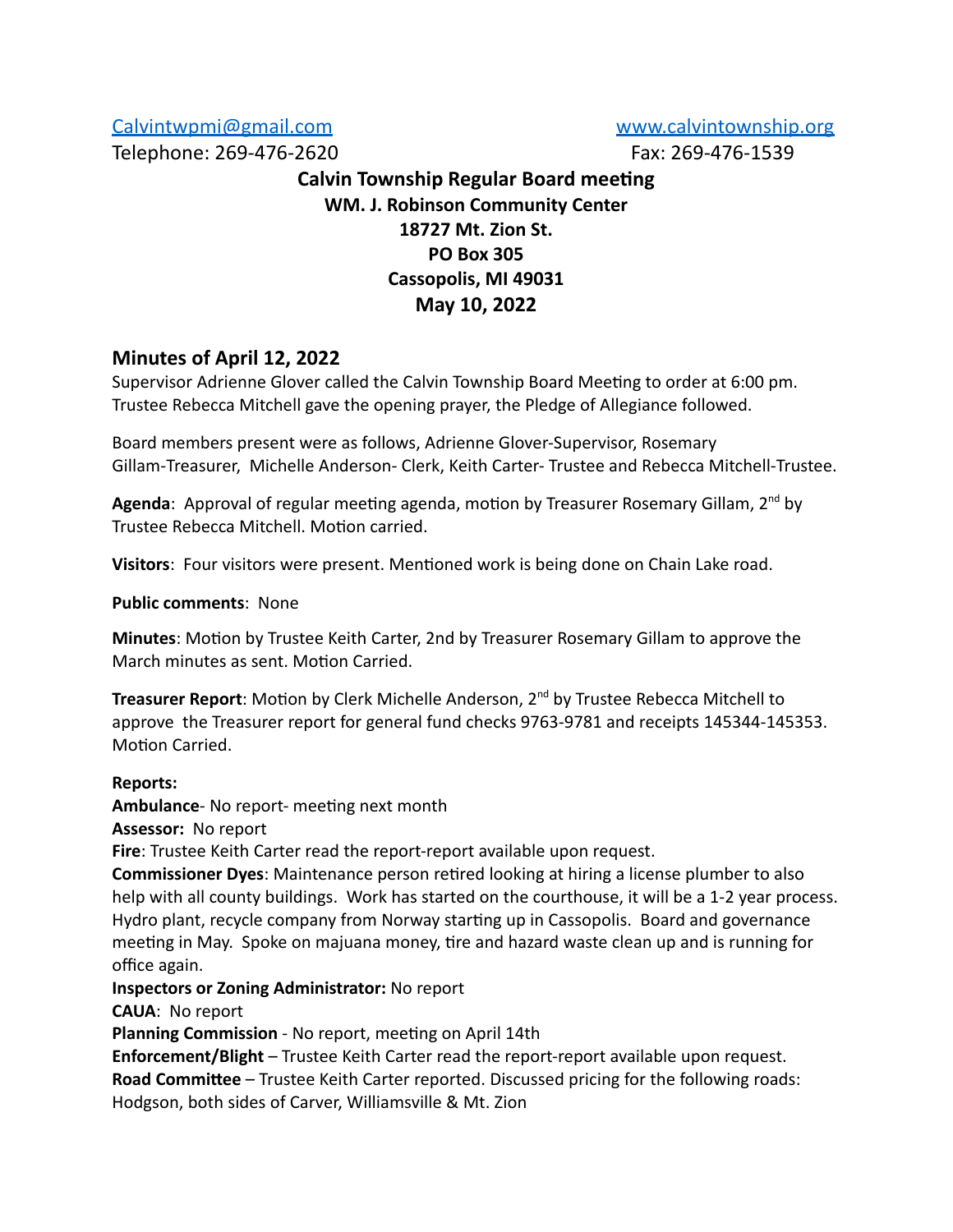Calvintwpmi@gmail.com www.calvintownship.org

Telephone: 269-476-2620 Fax: 269-476-1539

**Calvin Township Regular Board meeting**
**WM. J. Robinson Community Center**
**18727 Mt. Zion St.**
**PO Box 305**
**Cassopolis, MI 49031**
**May 10, 2022**

## Minutes of April 12, 2022

Supervisor Adrienne Glover called the Calvin Township Board Meeting to order at 6:00 pm. Trustee Rebecca Mitchell gave the opening prayer, the Pledge of Allegiance followed.

Board members present were as follows, Adrienne Glover-Supervisor, Rosemary Gillam-Treasurer, Michelle Anderson- Clerk, Keith Carter- Trustee and Rebecca Mitchell-Trustee.

**Agenda**: Approval of regular meeting agenda, motion by Treasurer Rosemary Gillam, 2nd by Trustee Rebecca Mitchell. Motion carried.

**Visitors**: Four visitors were present. Mentioned work is being done on Chain Lake road.

**Public comments**: None

**Minutes**: Motion by Trustee Keith Carter, 2nd by Treasurer Rosemary Gillam to approve the March minutes as sent. Motion Carried.

**Treasurer Report**: Motion by Clerk Michelle Anderson, 2nd by Trustee Rebecca Mitchell to approve the Treasurer report for general fund checks 9763-9781 and receipts 145344-145353. Motion Carried.

**Reports:**
**Ambulance**- No report- meeting next month
**Assessor:** No report
**Fire**: Trustee Keith Carter read the report-report available upon request.
**Commissioner Dyes**: Maintenance person retired looking at hiring a license plumber to also help with all county buildings. Work has started on the courthouse, it will be a 1-2 year process. Hydro plant, recycle company from Norway starting up in Cassopolis. Board and governance meeting in May. Spoke on majuana money, tire and hazard waste clean up and is running for office again.
**Inspectors or Zoning Administrator:** No report
**CAUA**: No report
**Planning Commission** - No report, meeting on April 14th
**Enforcement/Blight** – Trustee Keith Carter read the report-report available upon request.
**Road Committee** – Trustee Keith Carter reported. Discussed pricing for the following roads: Hodgson, both sides of Carver, Williamsville & Mt. Zion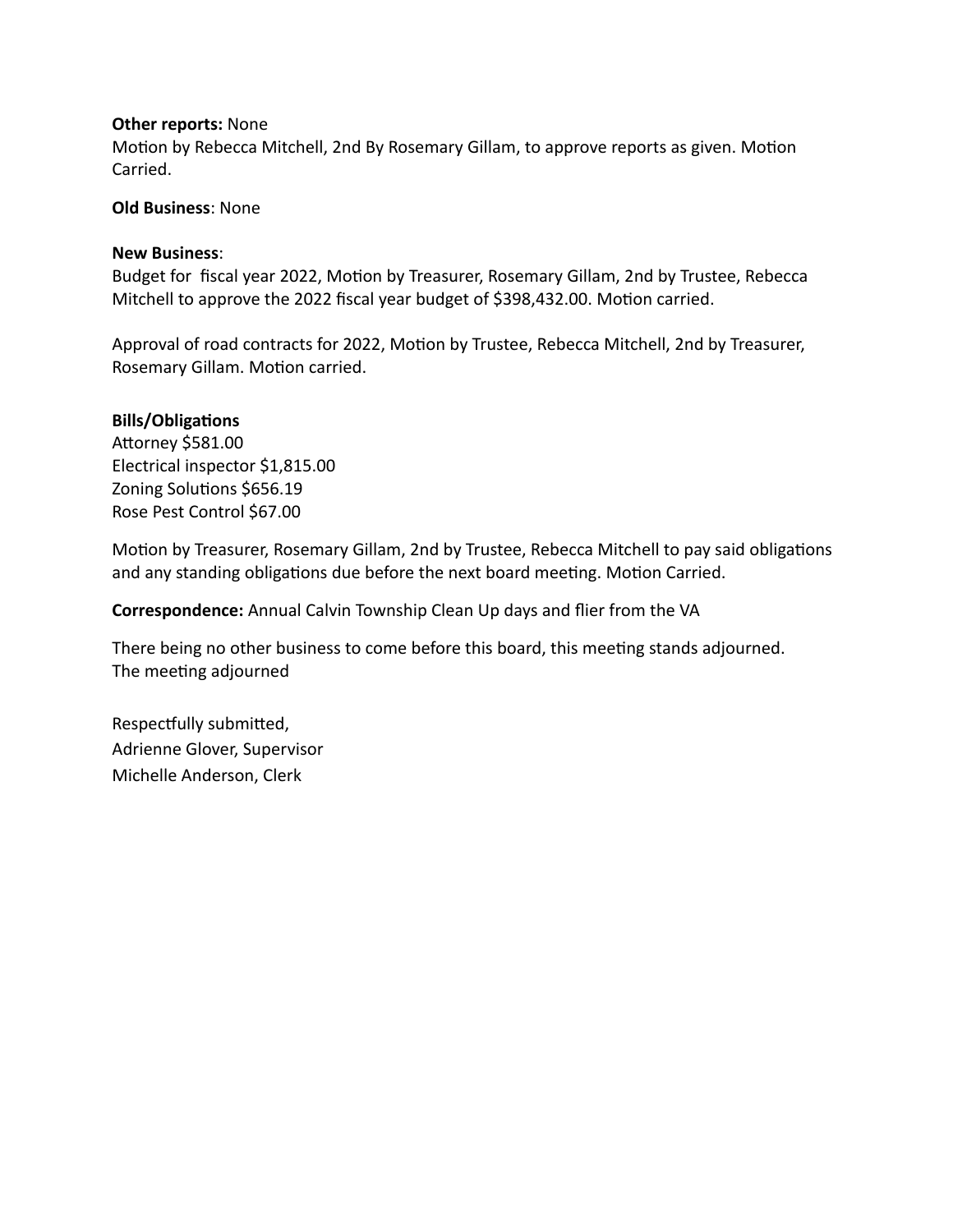**Other reports:** None
Motion by Rebecca Mitchell, 2nd By Rosemary Gillam, to approve reports as given. Motion Carried.

**Old Business**: None

**New Business**:
Budget for fiscal year 2022, Motion by Treasurer, Rosemary Gillam, 2nd by Trustee, Rebecca Mitchell to approve the 2022 fiscal year budget of $398,432.00. Motion carried.

Approval of road contracts for 2022, Motion by Trustee, Rebecca Mitchell, 2nd by Treasurer, Rosemary Gillam. Motion carried.

**Bills/Obligations**
Attorney $581.00
Electrical inspector $1,815.00
Zoning Solutions $656.19
Rose Pest Control $67.00

Motion by Treasurer, Rosemary Gillam, 2nd by Trustee, Rebecca Mitchell to pay said obligations and any standing obligations due before the next board meeting. Motion Carried.

**Correspondence:** Annual Calvin Township Clean Up days and flier from the VA

There being no other business to come before this board, this meeting stands adjourned.
The meeting adjourned

Respectfully submitted,
Adrienne Glover, Supervisor
Michelle Anderson, Clerk